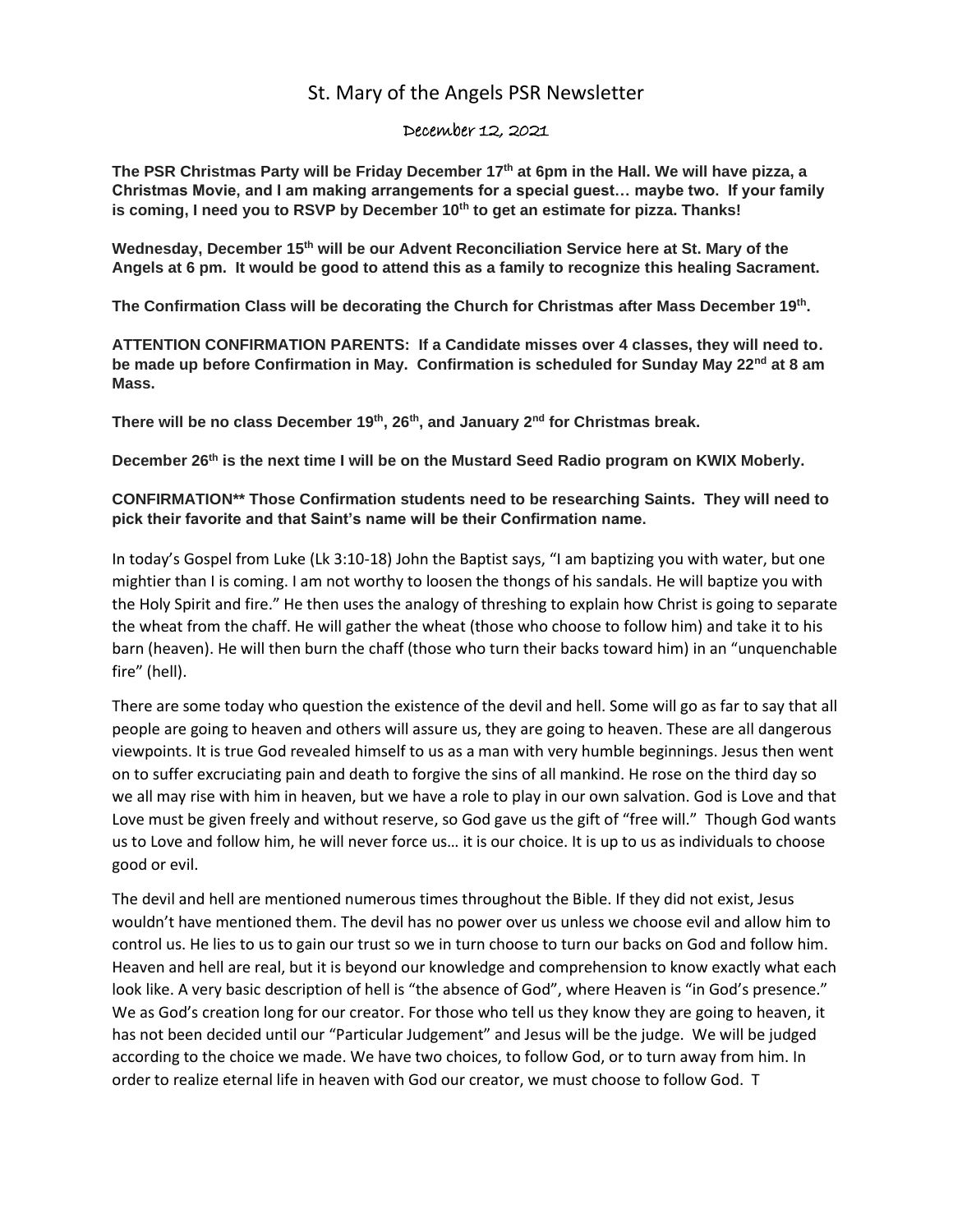# St. Mary of the Angels PSR Newsletter

December 12, 2021

**The PSR Christmas Party will be Friday December 17th at 6pm in the Hall. We will have pizza, a Christmas Movie, and I am making arrangements for a special guest… maybe two. If your family is coming, I need you to RSVP by December 10th to get an estimate for pizza. Thanks!**

**Wednesday, December 15th will be our Advent Reconciliation Service here at St. Mary of the Angels at 6 pm. It would be good to attend this as a family to recognize this healing Sacrament.**

**The Confirmation Class will be decorating the Church for Christmas after Mass December 19th.**

**ATTENTION CONFIRMATION PARENTS: If a Candidate misses over 4 classes, they will need to. be made up before Confirmation in May. Confirmation is scheduled for Sunday May 22nd at 8 am Mass.**

**There will be no class December 19th, 26th, and January 2nd for Christmas break.**

**December 26th is the next time I will be on the Mustard Seed Radio program on KWIX Moberly.**

**CONFIRMATION** Those Confirmation students need to be researching Saints. They will need to pick their favorite and that Saint's name will be their Confirmation name.**

In today's Gospel from Luke (Lk 3:10-18) John the Baptist says, "I am baptizing you with water, but one mightier than I is coming. I am not worthy to loosen the thongs of his sandals. He will baptize you with the Holy Spirit and fire." He then uses the analogy of threshing to explain how Christ is going to separate the wheat from the chaff. He will gather the wheat (those who choose to follow him) and take it to his barn (heaven). He will then burn the chaff (those who turn their backs toward him) in an "unquenchable fire" (hell).

There are some today who question the existence of the devil and hell. Some will go as far to say that all people are going to heaven and others will assure us, they are going to heaven. These are all dangerous viewpoints. It is true God revealed himself to us as a man with very humble beginnings. Jesus then went on to suffer excruciating pain and death to forgive the sins of all mankind. He rose on the third day so we all may rise with him in heaven, but we have a role to play in our own salvation. God is Love and that Love must be given freely and without reserve, so God gave us the gift of "free will." Though God wants us to Love and follow him, he will never force us… it is our choice. It is up to us as individuals to choose good or evil.

The devil and hell are mentioned numerous times throughout the Bible. If they did not exist, Jesus wouldn't have mentioned them. The devil has no power over us unless we choose evil and allow him to control us. He lies to us to gain our trust so we in turn choose to turn our backs on God and follow him. Heaven and hell are real, but it is beyond our knowledge and comprehension to know exactly what each look like. A very basic description of hell is "the absence of God", where Heaven is "in God's presence." We as God's creation long for our creator. For those who tell us they know they are going to heaven, it has not been decided until our "Particular Judgement" and Jesus will be the judge. We will be judged according to the choice we made. We have two choices, to follow God, or to turn away from him. In order to realize eternal life in heaven with God our creator, we must choose to follow God. T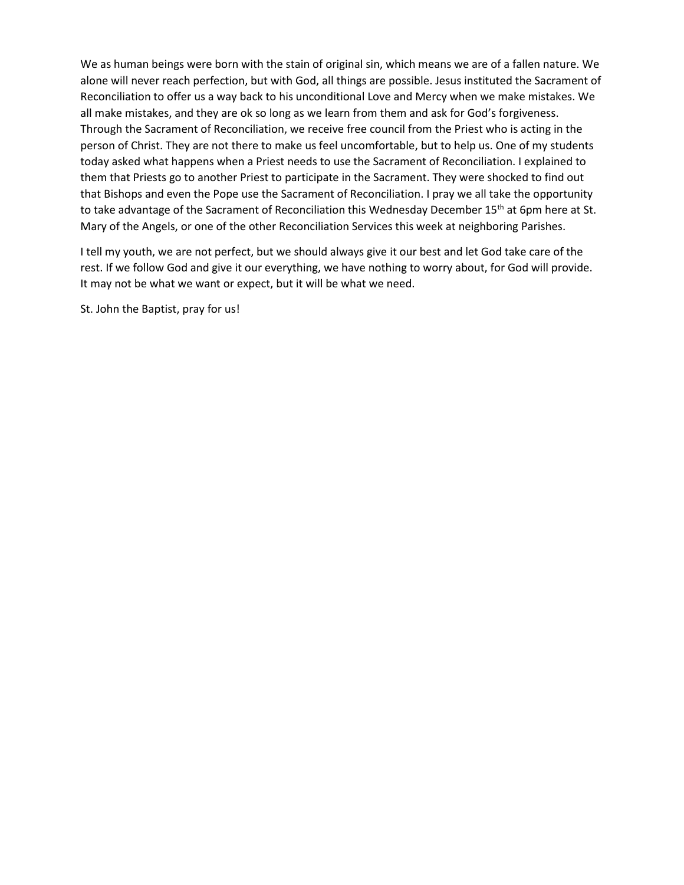We as human beings were born with the stain of original sin, which means we are of a fallen nature. We alone will never reach perfection, but with God, all things are possible. Jesus instituted the Sacrament of Reconciliation to offer us a way back to his unconditional Love and Mercy when we make mistakes. We all make mistakes, and they are ok so long as we learn from them and ask for God's forgiveness. Through the Sacrament of Reconciliation, we receive free council from the Priest who is acting in the person of Christ. They are not there to make us feel uncomfortable, but to help us. One of my students today asked what happens when a Priest needs to use the Sacrament of Reconciliation. I explained to them that Priests go to another Priest to participate in the Sacrament. They were shocked to find out that Bishops and even the Pope use the Sacrament of Reconciliation. I pray we all take the opportunity to take advantage of the Sacrament of Reconciliation this Wednesday December 15th at 6pm here at St. Mary of the Angels, or one of the other Reconciliation Services this week at neighboring Parishes.

I tell my youth, we are not perfect, but we should always give it our best and let God take care of the rest. If we follow God and give it our everything, we have nothing to worry about, for God will provide. It may not be what we want or expect, but it will be what we need.

St. John the Baptist, pray for us!